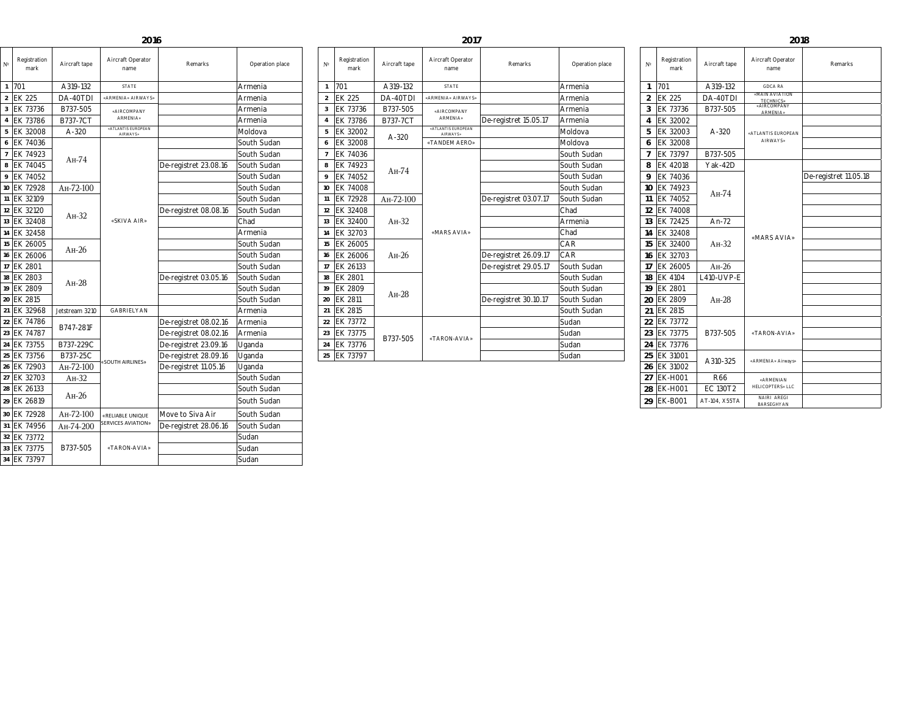## 2016

| № | Registration mark | Aircraft tape | Aircraft Operator name | Remarks | Operation place |
|---|---|---|---|---|---|
| 1 | 701 | A319-132 | STATE | | Armenia |
| 2 | EK 225 | DA-40TDI | «ARMENIA» AIRWAYS» | | Armenia |
| 3 | EK 73736 | B737-505 | «AIRCOMPANY ARMENIA» | | Armenia |
| 4 | EK 73786 | B737-7CT | | | Armenia |
| 5 | EK 32008 | A-320 | «ATLANTIS EUROPEAN AIRWAYS» | | Moldova |
| 6 | EK 74036 | Ан-74 | «SKIVA AIR» | | South Sudan |
| 7 | EK 74923 | | | | South Sudan |
| 8 | EK 74045 | | | De-registret 23.08.16 | South Sudan |
| 9 | EK 74052 | | | | South Sudan |
| 10 | EK 72928 | Ан-72-100 | | | South Sudan |
| 11 | EK 32109 | Ан-32 | | | South Sudan |
| 12 | EK 32120 | | | De-registret 08.08.16 | South Sudan |
| 13 | EK 32408 | | | | Chad |
| 14 | EK 32458 | | | | Armenia |
| 15 | EK 26005 | Ан-26 | | | South Sudan |
| 16 | EK 26006 | | | | South Sudan |
| 17 | EK 2801 | Ан-28 | | | South Sudan |
| 18 | EK 2803 | | | De-registret 03.05.16 | South Sudan |
| 19 | EK 2809 | | | | South Sudan |
| 20 | EK 2815 | | | | South Sudan |
| 21 | EK 32968 | Jetstream 3210 | GABRIELYAN | | Armenia |
| 22 | EK 74786 | B747-281F | «SOUTH AIRLINES» | De-registret 08.02.16 | Armenia |
| 23 | EK 74787 | | | De-registret 08.02.16 | Armenia |
| 24 | EK 73755 | B737-229C | | De-registret 23.09.16 | Uganda |
| 25 | EK 73756 | B737-25C | | De-registret 28.09.16 | Uganda |
| 26 | EK 72903 | Ан-72-100 | | De-registret 11.05.16 | Uganda |
| 27 | EK 32703 | Ан-32 | | | South Sudan |
| 28 | EK 26133 | Ан-26 | | | South Sudan |
| 29 | EK 26819 | | | | South Sudan |
| 30 | EK 72928 | Ан-72-100 | «RELIABLE UNIQUE SERVICES AVIATION» | Move to Siva Air | South Sudan |
| 31 | EK 74956 | Ан-74-200 | | De-registret 28.06.16 | South Sudan |
| 32 | EK 73772 | B737-505 | «TARON-AVIA» | | Sudan |
| 33 | EK 73775 | | | | Sudan |
| 34 | EK 73797 | | | | Sudan |

## 2017

| № | Registration mark | Aircraft tape | Aircraft Operator name | Remarks | Operation place |
|---|---|---|---|---|---|
| 1 | 701 | A319-132 | STATE | | Armenia |
| 2 | EK 225 | DA-40TDI | «ARMENIA» AIRWAYS» | | Armenia |
| 3 | EK 73736 | B737-505 | «AIRCOMPANY ARMENIA» | | Armenia |
| 4 | EK 73786 | B737-7CT | | De-registret 15.05.17 | Armenia |
| 5 | EK 32002 | A-320 | «ATLANTIS EUROPEAN AIRWAYS» | | Moldova |
| 6 | EK 32008 | | «TANDEM AERO» | | Moldova |
| 7 | EK 74036 | Ан-74 | «MARS AVIA» | | South Sudan |
| 8 | EK 74923 | | | | South Sudan |
| 9 | EK 74052 | | | | South Sudan |
| 10 | EK 74008 | | | | South Sudan |
| 11 | EK 72928 | Ан-72-100 | | De-registret 03.07.17 | South Sudan |
| 12 | EK 32408 | Ан-32 | | | Chad |
| 13 | EK 32400 | | | | Armenia |
| 14 | EK 32703 | | | | Chad |
| 15 | EK 26005 | Ан-26 | | | CAR |
| 16 | EK 26006 | | | De-registret 26.09.17 | CAR |
| 17 | EK 26133 | | | De-registret 29.05.17 | South Sudan |
| 18 | EK 2801 | Ан-28 | | | South Sudan |
| 19 | EK 2809 | | | | South Sudan |
| 20 | EK 2811 | | | De-registret 30.10.17 | South Sudan |
| 21 | EK 2815 | | | | South Sudan |
| 22 | EK 73772 | B737-505 | «TARON-AVIA» | | Sudan |
| 23 | EK 73775 | | | | Sudan |
| 24 | EK 73776 | | | | Sudan |
| 25 | EK 73797 | | | | Sudan |

## 2018

| № | Registration mark | Aircraft tape | Aircraft Operator name | Remarks |
|---|---|---|---|---|
| 1 | 701 | A319-132 | GDCA RA | |
| 2 | EK 225 | DA-40TDI | «MAIN AVIATION TECHNICS» | |
| 3 | EK 73736 | B737-505 | «AIRCOMPANY ARMENIA» | |
| 4 | EK 32002 | A-320 | «ATLANTIS EUROPEAN AIRWAYS» | |
| 5 | EK 32003 | | | |
| 6 | EK 32008 | | | |
| 7 | EK 73797 | B737-505 | | |
| 8 | EK 42018 | Yak-42D | «MARS AVIA» | |
| 9 | EK 74036 | Ан-74 | | De-registret 11.05.18 |
| 10 | EK 74923 | | | |
| 11 | EK 74052 | | | |
| 12 | EK 74008 | | | |
| 13 | EK 72425 | An-72 | | |
| 14 | EK 32408 | Ан-32 | | |
| 15 | EK 32400 | | | |
| 16 | EK 32703 | | | |
| 17 | EK 26005 | Ан-26 | | |
| 18 | EK 4104 | L410-UVP-E | | |
| 19 | EK 2801 | Ан-28 | | |
| 20 | EK 2809 | | | |
| 21 | EK 2815 | | | |
| 22 | EK 73772 | B737-505 | «TARON-AVIA» | |
| 23 | EK 73775 | | | |
| 24 | EK 73776 | | | |
| 25 | EK 31001 | A310-325 | «ARMENIA» Airways» | |
| 26 | EK 31002 | | | |
| 27 | EK-H001 | R66 | «ARMENIAN HELICOPTERS» LLC | |
| 28 | EK-H001 | EC 130T2 | | |
| 29 | EK-B001 | AT-104, X55TA | NAIRI AREGI BARSEGHYAN | |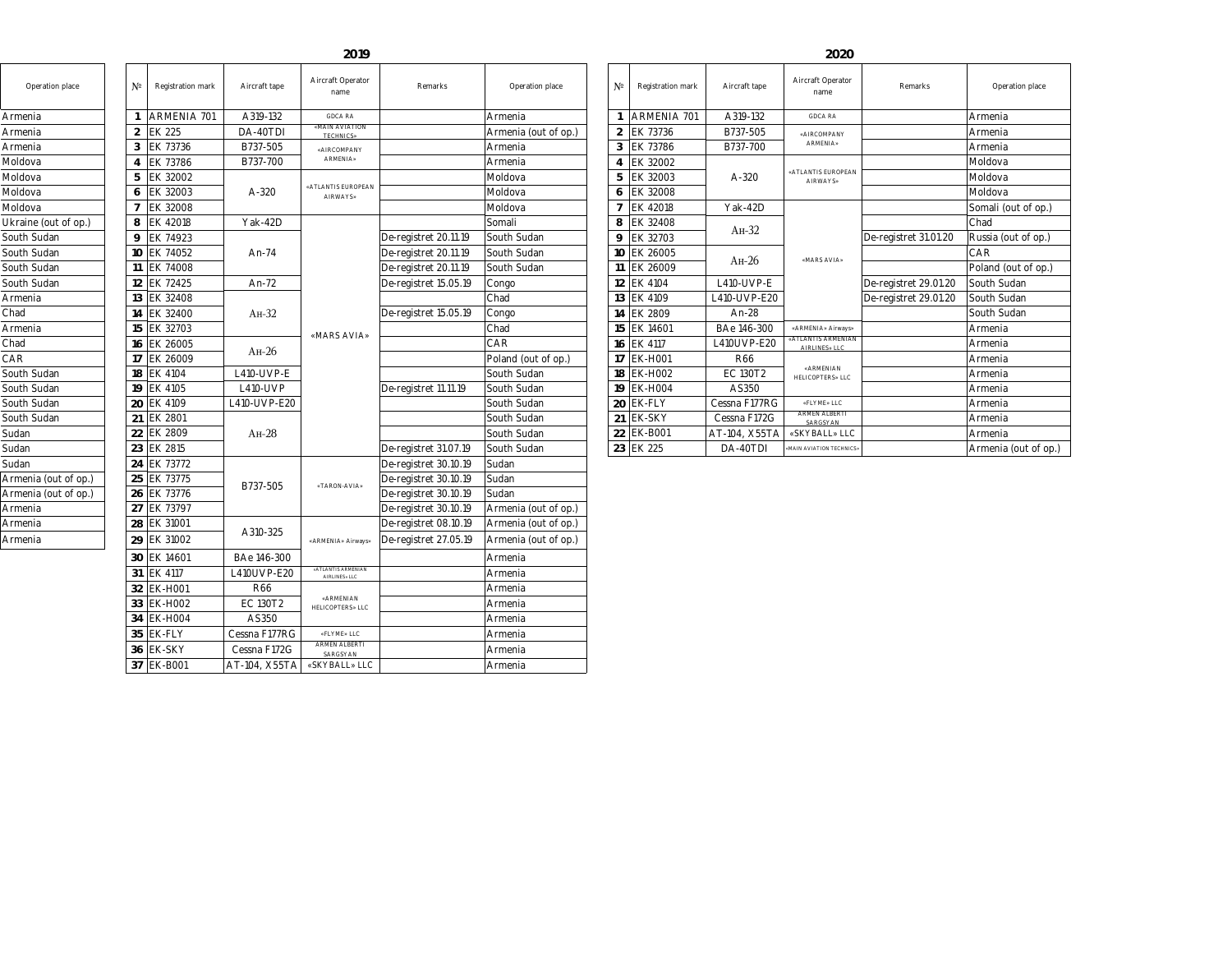| Operation place |
|---|
| Armenia |
| Armenia |
| Armenia |
| Moldova |
| Moldova |
| Moldova |
| Moldova |
| Ukraine (out of op.) |
| South Sudan |
| South Sudan |
| South Sudan |
| South Sudan |
| Armenia |
| Chad |
| Armenia |
| Chad |
| CAR |
| South Sudan |
| South Sudan |
| South Sudan |
| South Sudan |
| Sudan |
| Sudan |
| Sudan |
| Armenia (out of op.) |
| Armenia (out of op.) |
| Armenia |
| Armenia |
| Armenia |

## 2019

| № | Registration mark | Aircraft tape | Aircraft Operator name | Remarks | Operation place |
|---|---|---|---|---|---|
| 1 | ARMENIA 701 | A319-132 | GDCA RA | | Armenia |
| 2 | EK 225 | DA-40TDI | «MAIN AVIATION TECHNICS» | | Armenia (out of op.) |
| 3 | EK 73736 | B737-505 | «AIRCOMPANY ARMENIA» | | Armenia |
| 4 | EK 73786 | B737-700 | | | Armenia |
| 5 | EK 32002 | A-320 | «ATLANTIS EUROPEAN AIRWAYS» | | Moldova |
| 6 | EK 32003 | | | | Moldova |
| 7 | EK 32008 | | | | Moldova |
| 8 | EK 42018 | Yak-42D | «MARS AVIA» | | Somali |
| 9 | EK 74923 | An-74 | | De-registret 20.11.19 | South Sudan |
| 10 | EK 74052 | | | De-registret 20.11.19 | South Sudan |
| 11 | EK 74008 | | | De-registret 20.11.19 | South Sudan |
| 12 | EK 72425 | An-72 | | De-registret 15.05.19 | Congo |
| 13 | EK 32408 | Ан-32 | | | Chad |
| 14 | EK 32400 | | | De-registret 15.05.19 | Congo |
| 15 | EK 32703 | | | | Chad |
| 16 | EK 26005 | Ан-26 | | | CAR |
| 17 | EK 26009 | | | | Poland (out of op.) |
| 18 | EK 4104 | L410-UVP-E | | | South Sudan |
| 19 | EK 4105 | L410-UVP | | De-registret 11.11.19 | South Sudan |
| 20 | EK 4109 | L410-UVP-E20 | | | South Sudan |
| 21 | EK 2801 | Ан-28 | | | South Sudan |
| 22 | EK 2809 | | | | South Sudan |
| 23 | EK 2815 | | | De-registret 31.07.19 | South Sudan |
| 24 | EK 73772 | B737-505 | «TARON-AVIA» | De-registret 30.10.19 | Sudan |
| 25 | EK 73775 | | | De-registret 30.10.19 | Sudan |
| 26 | EK 73776 | | | De-registret 30.10.19 | Sudan |
| 27 | EK 73797 | | | De-registret 30.10.19 | Armenia (out of op.) |
| 28 | EK 31001 | A310-325 | «ARMENIA» Airways» | De-registret 08.10.19 | Armenia (out of op.) |
| 29 | EK 31002 | | | De-registret 27.05.19 | Armenia (out of op.) |
| 30 | EK 14601 | BAe 146-300 | | | Armenia |
| 31 | EK 4117 | L410UVP-E20 | «ATLANTIS ARMENIAN AIRLINES» LLC | | Armenia |
| 32 | EK-H001 | R66 | «ARMENIAN HELICOPTERS» LLC | | Armenia |
| 33 | EK-H002 | EC 130T2 | | | Armenia |
| 34 | EK-H004 | AS350 | | | Armenia |
| 35 | EK-FLY | Cessna F177RG | «FLYME» LLC | | Armenia |
| 36 | EK-SKY | Cessna F172G | ARMEN ALBERTI SARGSYAN | | Armenia |
| 37 | EK-B001 | AT-104, X55TA | «SKYBALL» LLC | | Armenia |

## 2020

| № | Registration mark | Aircraft tape | Aircraft Operator name | Remarks | Operation place |
|---|---|---|---|---|---|
| 1 | ARMENIA 701 | A319-132 | GDCA RA | | Armenia |
| 2 | EK 73736 | B737-505 | «AIRCOMPANY ARMENIA» | | Armenia |
| 3 | EK 73786 | B737-700 | | | Armenia |
| 4 | EK 32002 | A-320 | «ATLANTIS EUROPEAN AIRWAYS» | | Moldova |
| 5 | EK 32003 | | | | Moldova |
| 6 | EK 32008 | | | | Moldova |
| 7 | EK 42018 | Yak-42D | «MARS AVIA» | | Somali (out of op.) |
| 8 | EK 32408 | Ан-32 | | | Chad |
| 9 | EK 32703 | | | De-registret 31.01.20 | Russia (out of op.) |
| 10 | EK 26005 | Ан-26 | | | CAR |
| 11 | EK 26009 | | | | Poland (out of op.) |
| 12 | EK 4104 | L410-UVP-E | | De-registret 29.01.20 | South Sudan |
| 13 | EK 4109 | L410-UVP-E20 | | De-registret 29.01.20 | South Sudan |
| 14 | EK 2809 | An-28 | | | South Sudan |
| 15 | EK 14601 | BAe 146-300 | «ARMENIA» Airways» | | Armenia |
| 16 | EK 4117 | L410UVP-E20 | «ATLANTIS ARMENIAN AIRLINES» LLC | | Armenia |
| 17 | EK-H001 | R66 | «ARMENIAN HELICOPTERS» LLC | | Armenia |
| 18 | EK-H002 | EC 130T2 | | | Armenia |
| 19 | EK-H004 | AS350 | | | Armenia |
| 20 | EK-FLY | Cessna F177RG | «FLYME» LLC | | Armenia |
| 21 | EK-SKY | Cessna F172G | ARMEN ALBERTI SARGSYAN | | Armenia |
| 22 | EK-B001 | AT-104, X55TA | «SKYBALL» LLC | | Armenia |
| 23 | EK 225 | DA-40TDI | «MAIN AVIATION TECHNICS» | | Armenia (out of op.) |